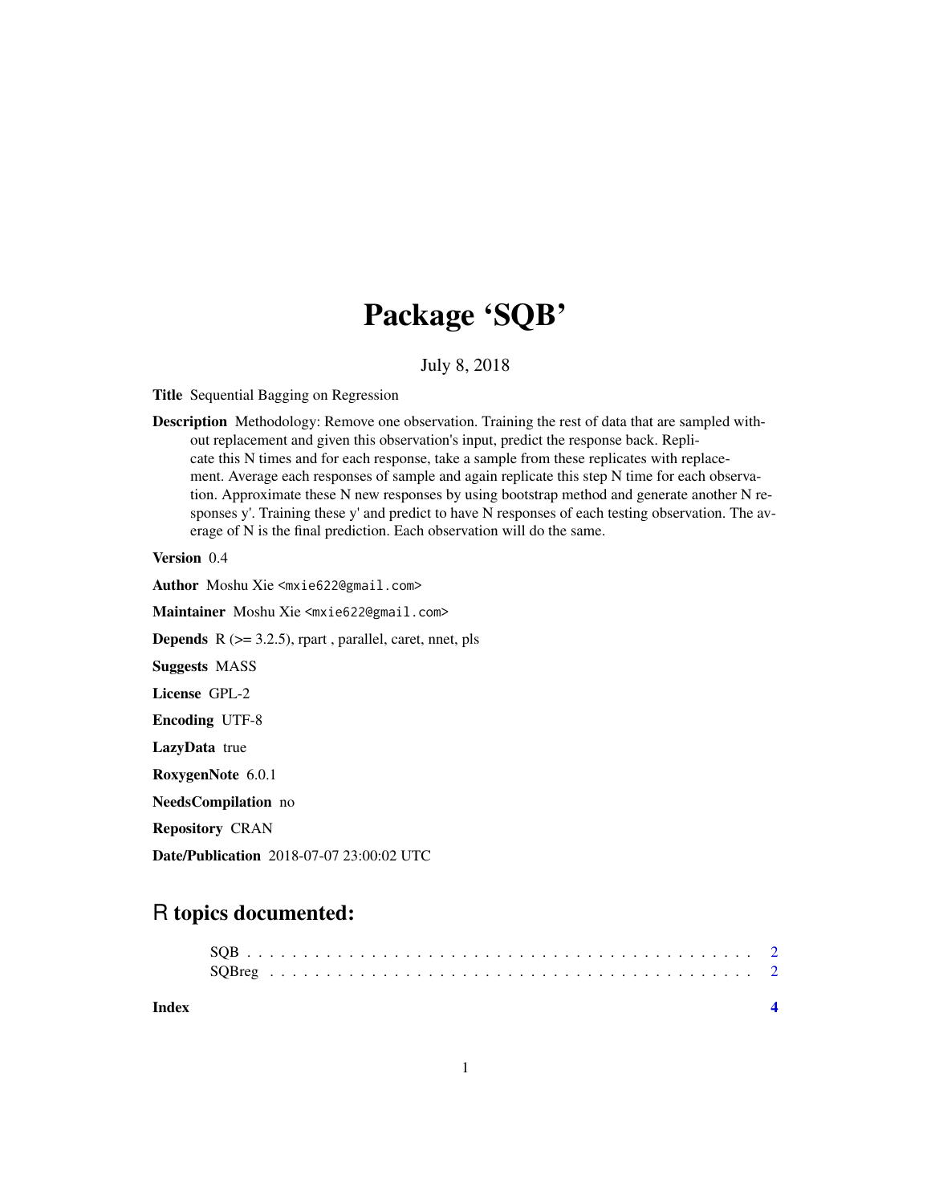# Package 'SQB'

July 8, 2018

**Title** Sequential Bagging on Regression

**Description** Methodology: Remove one observation. Training the rest of data that are sampled without replacement and given this observation's input, predict the response back. Replicate this N times and for each response, take a sample from these replicates with replacement. Average each responses of sample and again replicate this step N time for each observation. Approximate these N new responses by using bootstrap method and generate another N responses y'. Training these y' and predict to have N responses of each testing observation. The average of N is the final prediction. Each observation will do the same.

**Version** 0.4

**Author** Moshu Xie <mxie622@gmail.com>

**Maintainer** Moshu Xie <mxie622@gmail.com>

**Depends** R (>= 3.2.5), rpart , parallel, caret, nnet, pls

**Suggests** MASS

**License** GPL-2

**Encoding** UTF-8

**LazyData** true

**RoxygenNote** 6.0.1

**NeedsCompilation** no

**Repository** CRAN

**Date/Publication** 2018-07-07 23:00:02 UTC

## R topics documented:

| | |
|---|---|
| SQB | 2 |
| SQBreg | 2 |
| **Index** | **4** |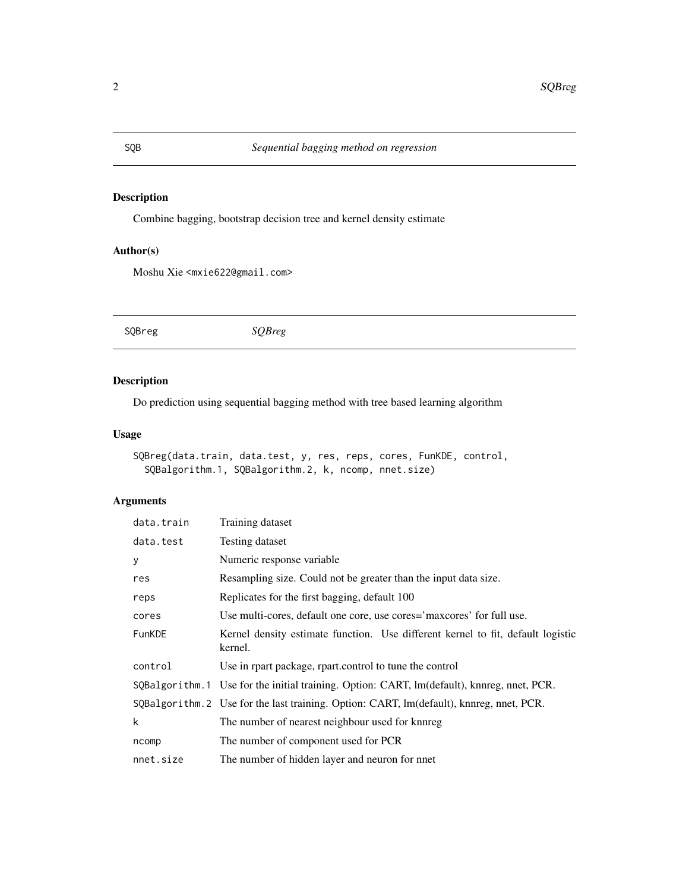## SQB — *Sequential bagging method on regression*

### Description

Combine bagging, bootstrap decision tree and kernel density estimate

### Author(s)

Moshu Xie <mxie622@gmail.com>

## SQBreg — *SQBreg*

### Description

Do prediction using sequential bagging method with tree based learning algorithm

### Usage

```
SQBreg(data.train, data.test, y, res, reps, cores, FunKDE, control,
  SQBalgorithm.1, SQBalgorithm.2, k, ncomp, nnet.size)
```

### Arguments

| | |
|---|---|
| data.train | Training dataset |
| data.test | Testing dataset |
| y | Numeric response variable |
| res | Resampling size. Could not be greater than the input data size. |
| reps | Replicates for the first bagging, default 100 |
| cores | Use multi-cores, default one core, use cores='maxcores' for full use. |
| FunKDE | Kernel density estimate function. Use different kernel to fit, default logistic kernel. |
| control | Use in rpart package, rpart.control to tune the control |
| SQBalgorithm.1 | Use for the initial training. Option: CART, lm(default), knnreg, nnet, PCR. |
| SQBalgorithm.2 | Use for the last training. Option: CART, lm(default), knnreg, nnet, PCR. |
| k | The number of nearest neighbour used for knnreg |
| ncomp | The number of component used for PCR |
| nnet.size | The number of hidden layer and neuron for nnet |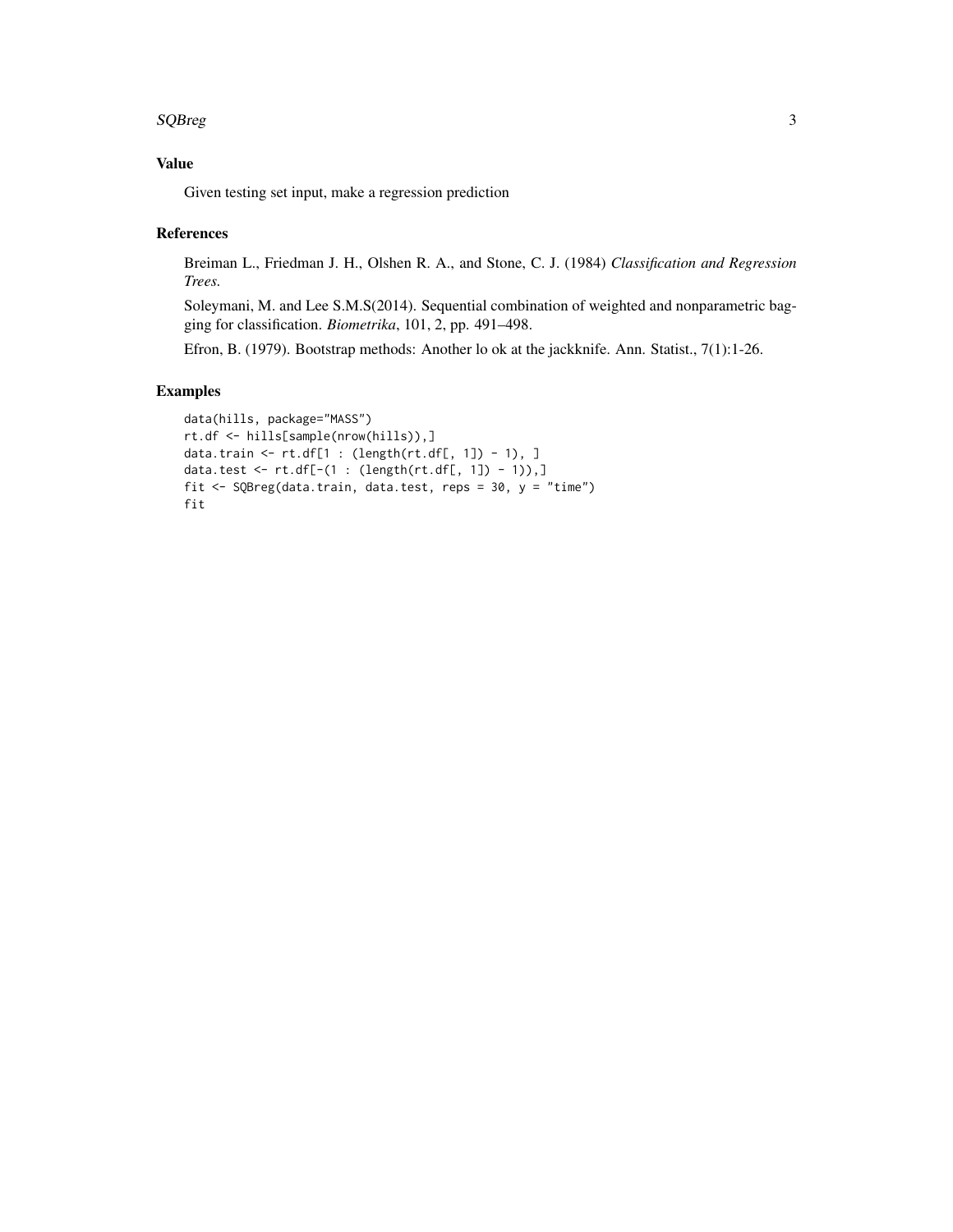## Value

Given testing set input, make a regression prediction

## References

Breiman L., Friedman J. H., Olshen R. A., and Stone, C. J. (1984) *Classification and Regression Trees.*

Soleymani, M. and Lee S.M.S(2014). Sequential combination of weighted and nonparametric bagging for classification. *Biometrika*, 101, 2, pp. 491–498.

Efron, B. (1979). Bootstrap methods: Another lo ok at the jackknife. Ann. Statist., 7(1):1-26.

## Examples

```
data(hills, package="MASS")
rt.df <- hills[sample(nrow(hills)),]
data.train <- rt.df[1 : (length(rt.df[, 1]) - 1), ]
data.test <- rt.df[-(1 : (length(rt.df[, 1]) - 1)),]
fit <- SQBreg(data.train, data.test, reps = 30, y = "time")
fit
```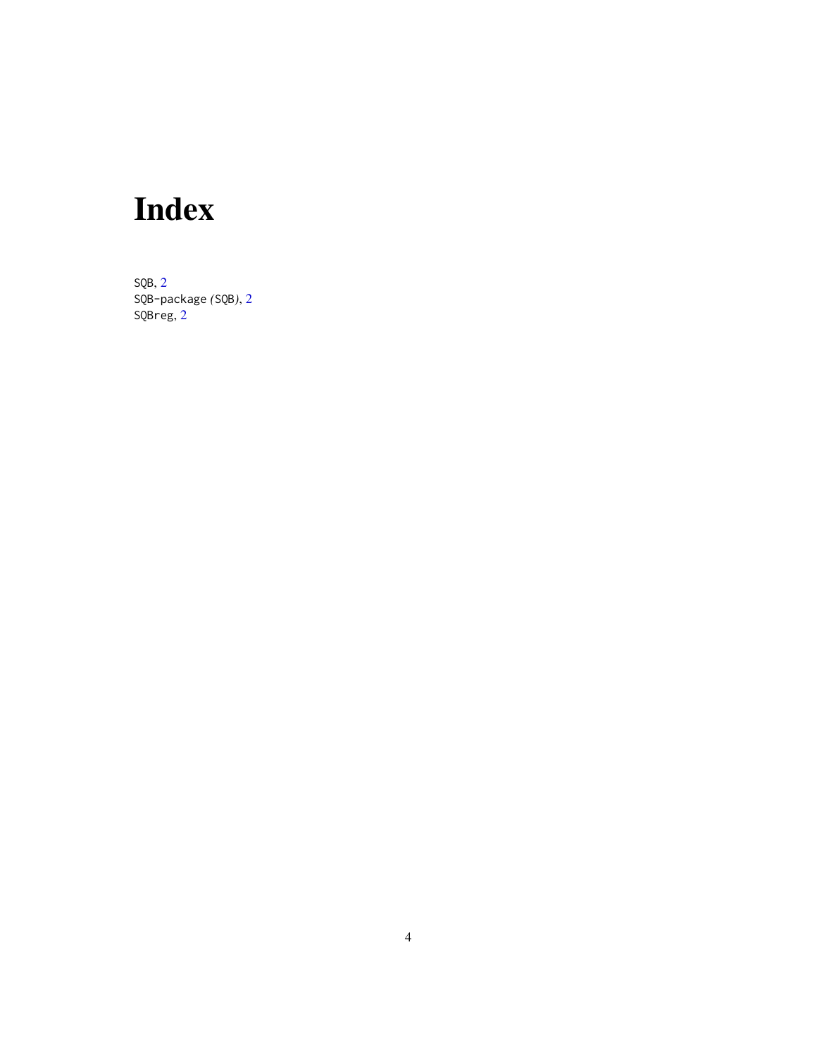# Index

SQB, 2
SQB-package *(*SQB*)*, 2
SQBreg, 2